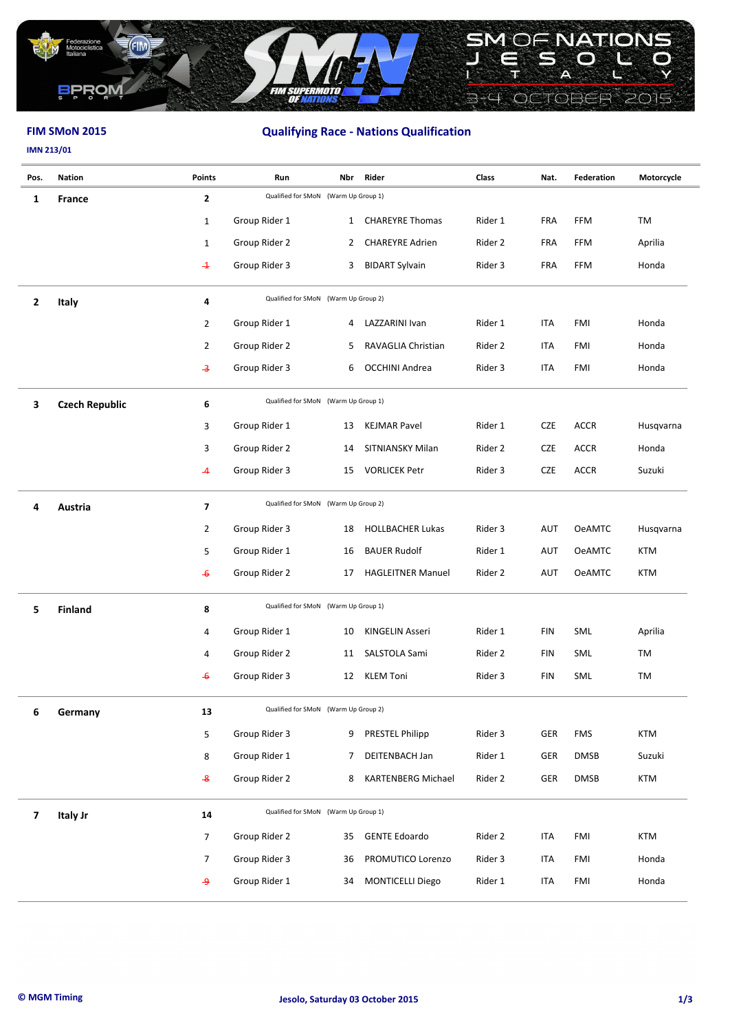**FIM SMoN 2015**

**IMN 213/01**

## Qualifying Race - Nations Qualification

| Pos. | Nation | Points | Run | Nbr | Rider | Class | Nat. | Federation | Motorcycle |
|---|---|---|---|---|---|---|---|---|---|
| 1 | **France** | **2** | Qualified for SMoN (Warm Up Group 1) | | | | | | |
| | | 1 | Group Rider 1 | 1 | CHAREYRE Thomas | Rider 1 | FRA | FFM | TM |
| | | 1 | Group Rider 2 | 2 | CHAREYRE Adrien | Rider 2 | FRA | FFM | Aprilia |
| | | ~~1~~ | Group Rider 3 | 3 | BIDART Sylvain | Rider 3 | FRA | FFM | Honda |
| 2 | **Italy** | **4** | Qualified for SMoN (Warm Up Group 2) | | | | | | |
| | | 2 | Group Rider 1 | 4 | LAZZARINI Ivan | Rider 1 | ITA | FMI | Honda |
| | | 2 | Group Rider 2 | 5 | RAVAGLIA Christian | Rider 2 | ITA | FMI | Honda |
| | | ~~3~~ | Group Rider 3 | 6 | OCCHINI Andrea | Rider 3 | ITA | FMI | Honda |
| 3 | **Czech Republic** | **6** | Qualified for SMoN (Warm Up Group 1) | | | | | | |
| | | 3 | Group Rider 1 | 13 | KEJMAR Pavel | Rider 1 | CZE | ACCR | Husqvarna |
| | | 3 | Group Rider 2 | 14 | SITNIANSKY Milan | Rider 2 | CZE | ACCR | Honda |
| | | ~~4~~ | Group Rider 3 | 15 | VORLICEK Petr | Rider 3 | CZE | ACCR | Suzuki |
| 4 | **Austria** | **7** | Qualified for SMoN (Warm Up Group 2) | | | | | | |
| | | 2 | Group Rider 3 | 18 | HOLLBACHER Lukas | Rider 3 | AUT | OeAMTC | Husqvarna |
| | | 5 | Group Rider 1 | 16 | BAUER Rudolf | Rider 1 | AUT | OeAMTC | KTM |
| | | ~~6~~ | Group Rider 2 | 17 | HAGLEITNER Manuel | Rider 2 | AUT | OeAMTC | KTM |
| 5 | **Finland** | **8** | Qualified for SMoN (Warm Up Group 1) | | | | | | |
| | | 4 | Group Rider 1 | 10 | KINGELIN Asseri | Rider 1 | FIN | SML | Aprilia |
| | | 4 | Group Rider 2 | 11 | SALSTOLA Sami | Rider 2 | FIN | SML | TM |
| | | ~~6~~ | Group Rider 3 | 12 | KLEM Toni | Rider 3 | FIN | SML | TM |
| 6 | **Germany** | **13** | Qualified for SMoN (Warm Up Group 2) | | | | | | |
| | | 5 | Group Rider 3 | 9 | PRESTEL Philipp | Rider 3 | GER | FMS | KTM |
| | | 8 | Group Rider 1 | 7 | DEITENBACH Jan | Rider 1 | GER | DMSB | Suzuki |
| | | ~~8~~ | Group Rider 2 | 8 | KARTENBERG Michael | Rider 2 | GER | DMSB | KTM |
| 7 | **Italy Jr** | **14** | Qualified for SMoN (Warm Up Group 1) | | | | | | |
| | | 7 | Group Rider 2 | 35 | GENTE Edoardo | Rider 2 | ITA | FMI | KTM |
| | | 7 | Group Rider 3 | 36 | PROMUTICO Lorenzo | Rider 3 | ITA | FMI | Honda |
| | | ~~9~~ | Group Rider 1 | 34 | MONTICELLI Diego | Rider 1 | ITA | FMI | Honda |

© MGM Timing

Jesolo, Saturday 03 October 2015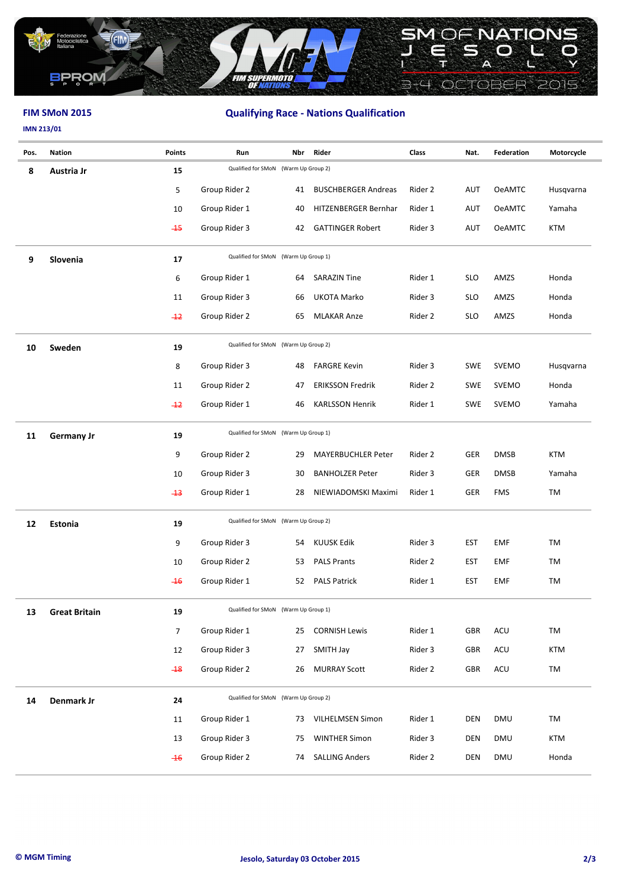## FIM SMoN 2015

**IMN 213/01**

## Qualifying Race - Nations Qualification

| Pos. | Nation | Points | Run | Nbr | Rider | Class | Nat. | Federation | Motorcycle |
|---|---|---|---|---|---|---|---|---|---|
| 8 | Austria Jr | 15 | Qualified for SMoN (Warm Up Group 2) | | | | | | |
| | | 5 | Group Rider 2 | 41 | BUSCHBERGER Andreas | Rider 2 | AUT | OeAMTC | Husqvarna |
| | | 10 | Group Rider 1 | 40 | HITZENBERGER Bernhar | Rider 1 | AUT | OeAMTC | Yamaha |
| | | ~~15~~ | Group Rider 3 | 42 | GATTINGER Robert | Rider 3 | AUT | OeAMTC | KTM |
| 9 | Slovenia | 17 | Qualified for SMoN (Warm Up Group 1) | | | | | | |
| | | 6 | Group Rider 1 | 64 | SARAZIN Tine | Rider 1 | SLO | AMZS | Honda |
| | | 11 | Group Rider 3 | 66 | UKOTA Marko | Rider 3 | SLO | AMZS | Honda |
| | | ~~12~~ | Group Rider 2 | 65 | MLAKAR Anze | Rider 2 | SLO | AMZS | Honda |
| 10 | Sweden | 19 | Qualified for SMoN (Warm Up Group 2) | | | | | | |
| | | 8 | Group Rider 3 | 48 | FARGRE Kevin | Rider 3 | SWE | SVEMO | Husqvarna |
| | | 11 | Group Rider 2 | 47 | ERIKSSON Fredrik | Rider 2 | SWE | SVEMO | Honda |
| | | ~~12~~ | Group Rider 1 | 46 | KARLSSON Henrik | Rider 1 | SWE | SVEMO | Yamaha |
| 11 | Germany Jr | 19 | Qualified for SMoN (Warm Up Group 1) | | | | | | |
| | | 9 | Group Rider 2 | 29 | MAYERBUCHLER Peter | Rider 2 | GER | DMSB | KTM |
| | | 10 | Group Rider 3 | 30 | BANHOLZER Peter | Rider 3 | GER | DMSB | Yamaha |
| | | ~~13~~ | Group Rider 1 | 28 | NIEWIADOMSKI Maximi | Rider 1 | GER | FMS | TM |
| 12 | Estonia | 19 | Qualified for SMoN (Warm Up Group 2) | | | | | | |
| | | 9 | Group Rider 3 | 54 | KUUSK Edik | Rider 3 | EST | EMF | TM |
| | | 10 | Group Rider 2 | 53 | PALS Prants | Rider 2 | EST | EMF | TM |
| | | ~~16~~ | Group Rider 1 | 52 | PALS Patrick | Rider 1 | EST | EMF | TM |
| 13 | Great Britain | 19 | Qualified for SMoN (Warm Up Group 1) | | | | | | |
| | | 7 | Group Rider 1 | 25 | CORNISH Lewis | Rider 1 | GBR | ACU | TM |
| | | 12 | Group Rider 3 | 27 | SMITH Jay | Rider 3 | GBR | ACU | KTM |
| | | ~~18~~ | Group Rider 2 | 26 | MURRAY Scott | Rider 2 | GBR | ACU | TM |
| 14 | Denmark Jr | 24 | Qualified for SMoN (Warm Up Group 2) | | | | | | |
| | | 11 | Group Rider 1 | 73 | VILHELMSEN Simon | Rider 1 | DEN | DMU | TM |
| | | 13 | Group Rider 3 | 75 | WINTHER Simon | Rider 3 | DEN | DMU | KTM |
| | | ~~16~~ | Group Rider 2 | 74 | SALLING Anders | Rider 2 | DEN | DMU | Honda |

© MGM Timing

Jesolo, Saturday 03 October 2015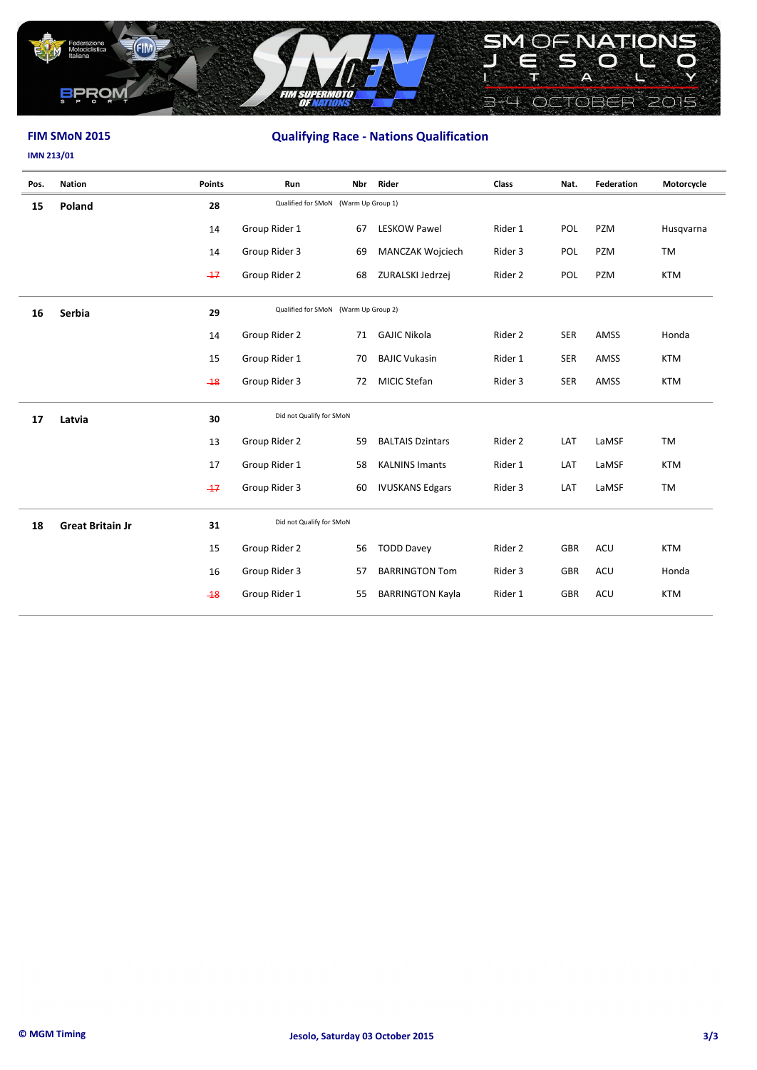**FIM SMoN 2015**

**IMN 213/01**

## Qualifying Race - Nations Qualification

| Pos. | Nation | Points | Run | Nbr | Rider | Class | Nat. | Federation | Motorcycle |
|---|---|---|---|---|---|---|---|---|---|
| **15** | **Poland** | **28** | Qualified for SMoN (Warm Up Group 1) | | | | | | |
| | | 14 | Group Rider 1 | 67 | LESKOW Pawel | Rider 1 | POL | PZM | Husqvarna |
| | | 14 | Group Rider 3 | 69 | MANCZAK Wojciech | Rider 3 | POL | PZM | TM |
| | | ~~17~~ | Group Rider 2 | 68 | ZURALSKI Jedrzej | Rider 2 | POL | PZM | KTM |
| **16** | **Serbia** | **29** | Qualified for SMoN (Warm Up Group 2) | | | | | | |
| | | 14 | Group Rider 2 | 71 | GAJIC Nikola | Rider 2 | SER | AMSS | Honda |
| | | 15 | Group Rider 1 | 70 | BAJIC Vukasin | Rider 1 | SER | AMSS | KTM |
| | | ~~18~~ | Group Rider 3 | 72 | MICIC Stefan | Rider 3 | SER | AMSS | KTM |
| **17** | **Latvia** | **30** | Did not Qualify for SMoN | | | | | | |
| | | 13 | Group Rider 2 | 59 | BALTAIS Dzintars | Rider 2 | LAT | LaMSF | TM |
| | | 17 | Group Rider 1 | 58 | KALNINS Imants | Rider 1 | LAT | LaMSF | KTM |
| | | ~~17~~ | Group Rider 3 | 60 | IVUSKANS Edgars | Rider 3 | LAT | LaMSF | TM |
| **18** | **Great Britain Jr** | **31** | Did not Qualify for SMoN | | | | | | |
| | | 15 | Group Rider 2 | 56 | TODD Davey | Rider 2 | GBR | ACU | KTM |
| | | 16 | Group Rider 3 | 57 | BARRINGTON Tom | Rider 3 | GBR | ACU | Honda |
| | | ~~18~~ | Group Rider 1 | 55 | BARRINGTON Kayla | Rider 1 | GBR | ACU | KTM |

© MGM Timing

Jesolo, Saturday 03 October 2015